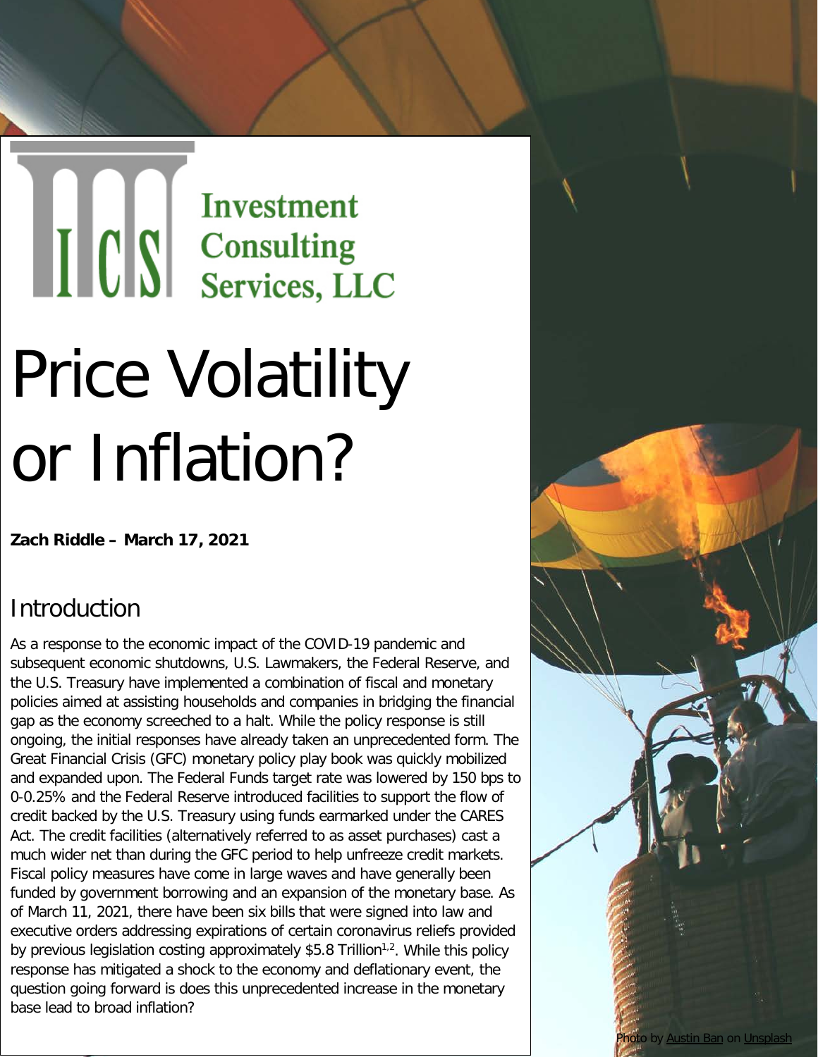Investment Consulting Services, LLC

# Price Volatility or Inflation?

**Zach Riddle – March 17, 2021**

## Introduction

As a response to the economic impact of the COVID-19 pandemic and subsequent economic shutdowns, U.S. Lawmakers, the Federal Reserve, and the U.S. Treasury have implemented a combination of fiscal and monetary policies aimed at assisting households and companies in bridging the financial gap as the economy screeched to a halt. While the policy response is still ongoing, the initial responses have already taken an unprecedented form. The Great Financial Crisis (GFC) monetary policy play book was quickly mobilized and expanded upon. The Federal Funds target rate was lowered by 150 bps to 0-0.25% and the Federal Reserve introduced facilities to support the flow of credit backed by the U.S. Treasury using funds earmarked under the CARES Act. The credit facilities (alternatively referred to as asset purchases) cast a much wider net than during the GFC period to help unfreeze credit markets. Fiscal policy measures have come in large waves and have generally been funded by government borrowing and an expansion of the monetary base. As of March 11, 2021, there have been six bills that were signed into law and executive orders addressing expirations of certain coronavirus reliefs provided by previous legislation costing approximately $5.8 Trillion[1,2]. While this policy response has mitigated a shock to the economy and deflationary event, the question going forward is does this unprecedented increase in the monetary base lead to broad inflation?

Photo by Austin Ban on Unsplash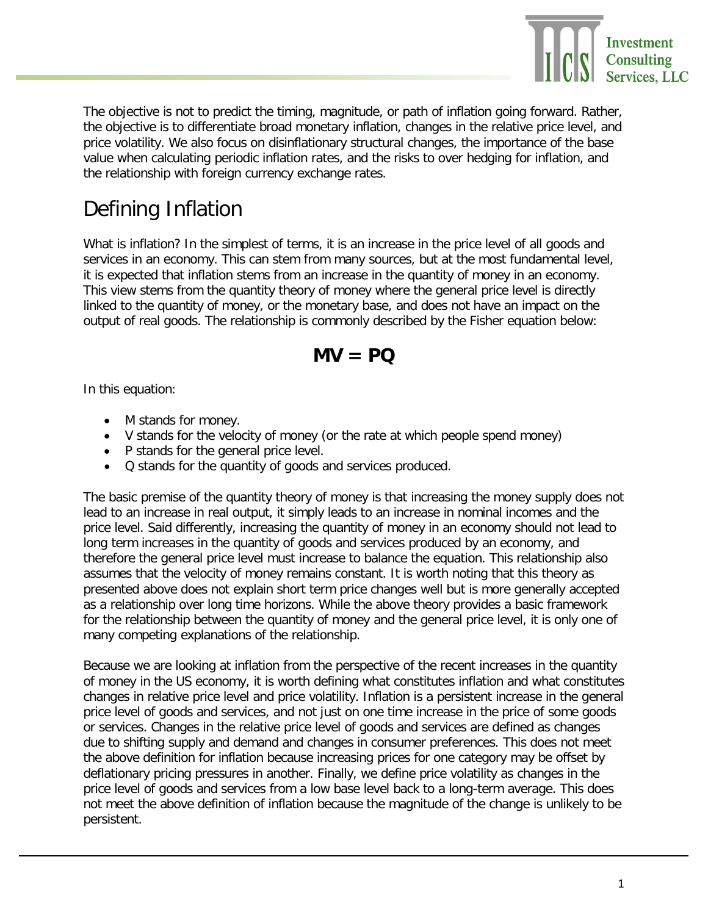The objective is not to predict the timing, magnitude, or path of inflation going forward. Rather, the objective is to differentiate broad monetary inflation, changes in the relative price level, and price volatility. We also focus on disinflationary structural changes, the importance of the base value when calculating periodic inflation rates, and the risks to over hedging for inflation, and the relationship with foreign currency exchange rates.

# Defining Inflation

What is inflation? In the simplest of terms, it is an increase in the price level of all goods and services in an economy. This can stem from many sources, but at the most fundamental level, it is expected that inflation stems from an increase in the quantity of money in an economy. This view stems from the quantity theory of money where the general price level is directly linked to the quantity of money, or the monetary base, and does not have an impact on the output of real goods. The relationship is commonly described by the Fisher equation below:

$$MV = PQ$$

In this equation:

- M stands for money.
- V stands for the velocity of money (or the rate at which people spend money)
- P stands for the general price level.
- Q stands for the quantity of goods and services produced.

The basic premise of the quantity theory of money is that increasing the money supply does not lead to an increase in real output, it simply leads to an increase in nominal incomes and the price level. Said differently, increasing the quantity of money in an economy should not lead to long term increases in the quantity of goods and services produced by an economy, and therefore the general price level must increase to balance the equation. This relationship also assumes that the velocity of money remains constant. It is worth noting that this theory as presented above does not explain short term price changes well but is more generally accepted as a relationship over long time horizons. While the above theory provides a basic framework for the relationship between the quantity of money and the general price level, it is only one of many competing explanations of the relationship.

Because we are looking at inflation from the perspective of the recent increases in the quantity of money in the US economy, it is worth defining what constitutes inflation and what constitutes changes in relative price level and price volatility. Inflation is a persistent increase in the general price level of goods and services, and not just on one time increase in the price of some goods or services. Changes in the relative price level of goods and services are defined as changes due to shifting supply and demand and changes in consumer preferences. This does not meet the above definition for inflation because increasing prices for one category may be offset by deflationary pricing pressures in another. Finally, we define price volatility as changes in the price level of goods and services from a low base level back to a long-term average. This does not meet the above definition of inflation because the magnitude of the change is unlikely to be persistent.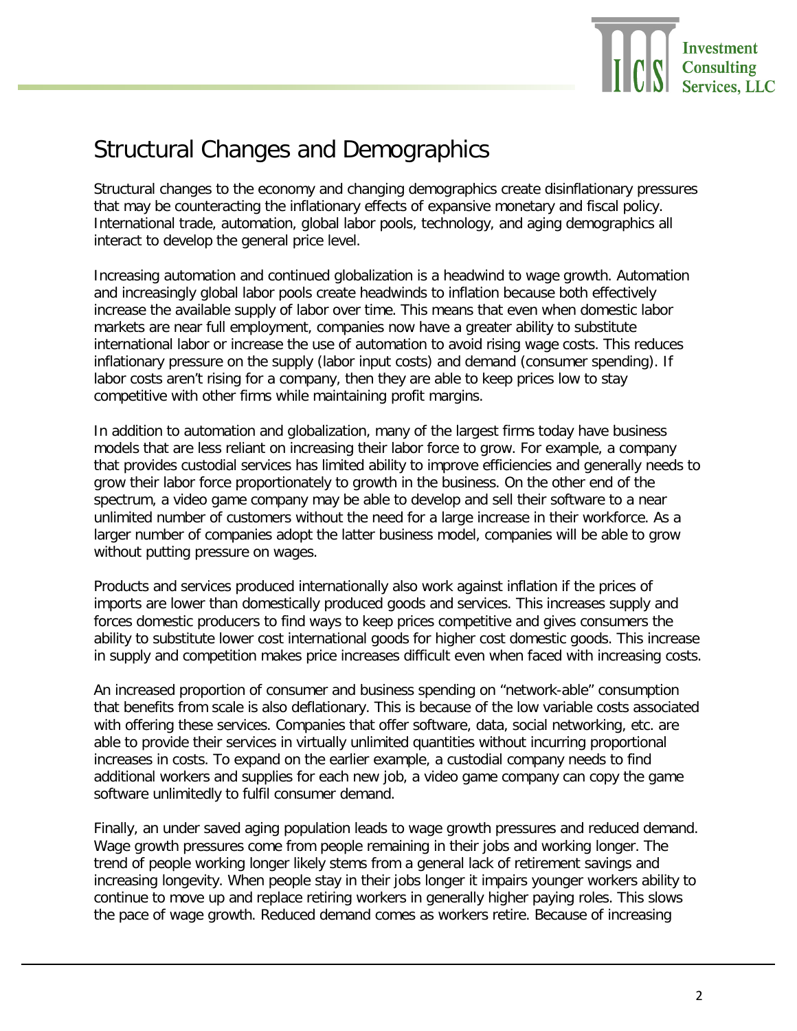# Structural Changes and Demographics

Structural changes to the economy and changing demographics create disinflationary pressures that may be counteracting the inflationary effects of expansive monetary and fiscal policy. International trade, automation, global labor pools, technology, and aging demographics all interact to develop the general price level.

Increasing automation and continued globalization is a headwind to wage growth. Automation and increasingly global labor pools create headwinds to inflation because both effectively increase the available supply of labor over time. This means that even when domestic labor markets are near full employment, companies now have a greater ability to substitute international labor or increase the use of automation to avoid rising wage costs. This reduces inflationary pressure on the supply (labor input costs) and demand (consumer spending). If labor costs aren't rising for a company, then they are able to keep prices low to stay competitive with other firms while maintaining profit margins.

In addition to automation and globalization, many of the largest firms today have business models that are less reliant on increasing their labor force to grow. For example, a company that provides custodial services has limited ability to improve efficiencies and generally needs to grow their labor force proportionately to growth in the business. On the other end of the spectrum, a video game company may be able to develop and sell their software to a near unlimited number of customers without the need for a large increase in their workforce. As a larger number of companies adopt the latter business model, companies will be able to grow without putting pressure on wages.

Products and services produced internationally also work against inflation if the prices of imports are lower than domestically produced goods and services. This increases supply and forces domestic producers to find ways to keep prices competitive and gives consumers the ability to substitute lower cost international goods for higher cost domestic goods. This increase in supply and competition makes price increases difficult even when faced with increasing costs.

An increased proportion of consumer and business spending on "network-able" consumption that benefits from scale is also deflationary. This is because of the low variable costs associated with offering these services. Companies that offer software, data, social networking, etc. are able to provide their services in virtually unlimited quantities without incurring proportional increases in costs. To expand on the earlier example, a custodial company needs to find additional workers and supplies for each new job, a video game company can copy the game software unlimitedly to fulfil consumer demand.

Finally, an under saved aging population leads to wage growth pressures and reduced demand. Wage growth pressures come from people remaining in their jobs and working longer. The trend of people working longer likely stems from a general lack of retirement savings and increasing longevity. When people stay in their jobs longer it impairs younger workers ability to continue to move up and replace retiring workers in generally higher paying roles. This slows the pace of wage growth. Reduced demand comes as workers retire. Because of increasing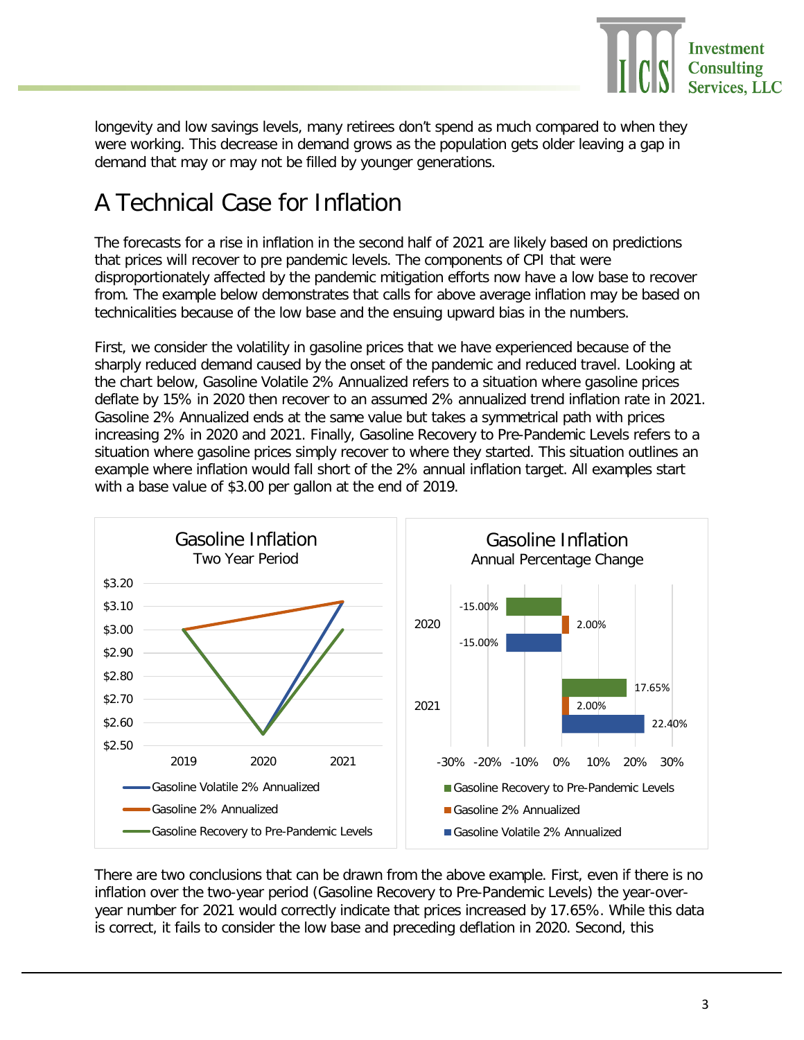longevity and low savings levels, many retirees don't spend as much compared to when they were working. This decrease in demand grows as the population gets older leaving a gap in demand that may or may not be filled by younger generations.

## A Technical Case for Inflation

The forecasts for a rise in inflation in the second half of 2021 are likely based on predictions that prices will recover to pre pandemic levels. The components of CPI that were disproportionately affected by the pandemic mitigation efforts now have a low base to recover from. The example below demonstrates that calls for above average inflation may be based on technicalities because of the low base and the ensuing upward bias in the numbers.

First, we consider the volatility in gasoline prices that we have experienced because of the sharply reduced demand caused by the onset of the pandemic and reduced travel. Looking at the chart below, Gasoline Volatile 2% Annualized refers to a situation where gasoline prices deflate by 15% in 2020 then recover to an assumed 2% annualized trend inflation rate in 2021. Gasoline 2% Annualized ends at the same value but takes a symmetrical path with prices increasing 2% in 2020 and 2021. Finally, Gasoline Recovery to Pre-Pandemic Levels refers to a situation where gasoline prices simply recover to where they started. This situation outlines an example where inflation would fall short of the 2% annual inflation target. All examples start with a base value of $3.00 per gallon at the end of 2019.

**Gasoline Inflation**
Two Year Period

- Gasoline Volatile 2% Annualized
- Gasoline 2% Annualized
- Gasoline Recovery to Pre-Pandemic Levels

**Gasoline Inflation**
Annual Percentage Change

| Year | Gasoline Recovery to Pre-Pandemic Levels | Gasoline 2% Annualized | Gasoline Volatile 2% Annualized |
|---|---|---|---|
| 2020 | -15.00% | 2.00% | -15.00% |
| 2021 | 17.65% | 2.00% | 22.40% |

There are two conclusions that can be drawn from the above example. First, even if there is no inflation over the two-year period (Gasoline Recovery to Pre-Pandemic Levels) the year-over-year number for 2021 would correctly indicate that prices increased by 17.65%. While this data is correct, it fails to consider the low base and preceding deflation in 2020. Second, this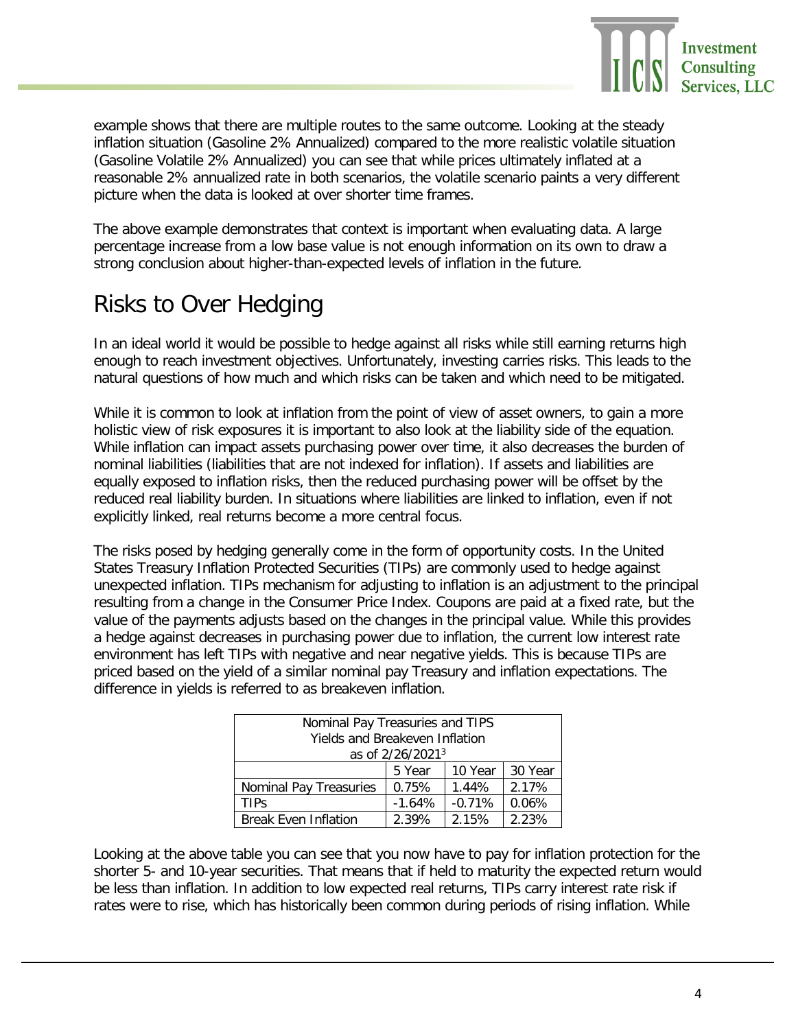example shows that there are multiple routes to the same outcome. Looking at the steady inflation situation (Gasoline 2% Annualized) compared to the more realistic volatile situation (Gasoline Volatile 2% Annualized) you can see that while prices ultimately inflated at a reasonable 2% annualized rate in both scenarios, the volatile scenario paints a very different picture when the data is looked at over shorter time frames.

The above example demonstrates that context is important when evaluating data. A large percentage increase from a low base value is not enough information on its own to draw a strong conclusion about higher-than-expected levels of inflation in the future.

## Risks to Over Hedging

In an ideal world it would be possible to hedge against all risks while still earning returns high enough to reach investment objectives. Unfortunately, investing carries risks. This leads to the natural questions of how much and which risks can be taken and which need to be mitigated.

While it is common to look at inflation from the point of view of asset owners, to gain a more holistic view of risk exposures it is important to also look at the liability side of the equation. While inflation can impact assets purchasing power over time, it also decreases the burden of nominal liabilities (liabilities that are not indexed for inflation). If assets and liabilities are equally exposed to inflation risks, then the reduced purchasing power will be offset by the reduced real liability burden. In situations where liabilities are linked to inflation, even if not explicitly linked, real returns become a more central focus.

The risks posed by hedging generally come in the form of opportunity costs. In the United States Treasury Inflation Protected Securities (TIPs) are commonly used to hedge against unexpected inflation. TIPs mechanism for adjusting to inflation is an adjustment to the principal resulting from a change in the Consumer Price Index. Coupons are paid at a fixed rate, but the value of the payments adjusts based on the changes in the principal value. While this provides a hedge against decreases in purchasing power due to inflation, the current low interest rate environment has left TIPs with negative and near negative yields. This is because TIPs are priced based on the yield of a similar nominal pay Treasury and inflation expectations. The difference in yields is referred to as breakeven inflation.

| Nominal Pay Treasuries and TIPS Yields and Breakeven Inflation as of 2/26/2021[3] | | | |
|---|---|---|---|
| | 5 Year | 10 Year | 30 Year |
| Nominal Pay Treasuries | 0.75% | 1.44% | 2.17% |
| TIPs | -1.64% | -0.71% | 0.06% |
| Break Even Inflation | 2.39% | 2.15% | 2.23% |

Looking at the above table you can see that you now have to pay for inflation protection for the shorter 5- and 10-year securities. That means that if held to maturity the expected return would be less than inflation. In addition to low expected real returns, TIPs carry interest rate risk if rates were to rise, which has historically been common during periods of rising inflation. While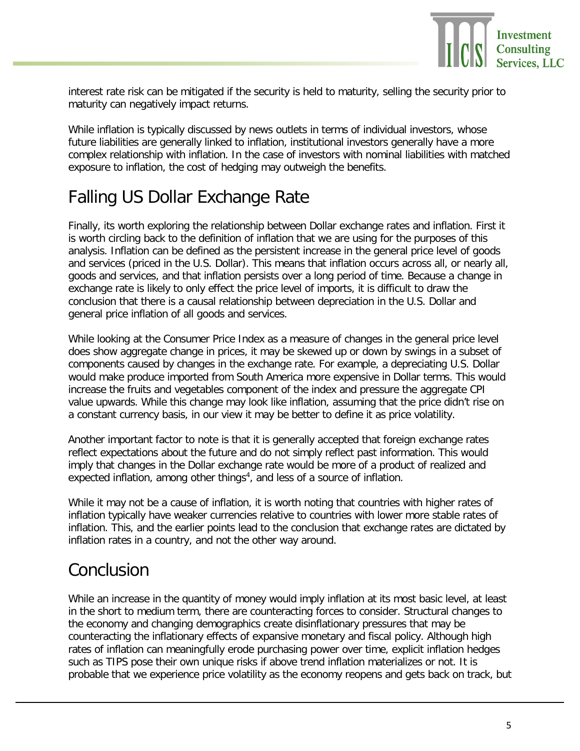interest rate risk can be mitigated if the security is held to maturity, selling the security prior to maturity can negatively impact returns.

While inflation is typically discussed by news outlets in terms of individual investors, whose future liabilities are generally linked to inflation, institutional investors generally have a more complex relationship with inflation. In the case of investors with nominal liabilities with matched exposure to inflation, the cost of hedging may outweigh the benefits.

## Falling US Dollar Exchange Rate

Finally, its worth exploring the relationship between Dollar exchange rates and inflation. First it is worth circling back to the definition of inflation that we are using for the purposes of this analysis. Inflation can be defined as the persistent increase in the general price level of goods and services (priced in the U.S. Dollar). This means that inflation occurs across all, or nearly all, goods and services, and that inflation persists over a long period of time. Because a change in exchange rate is likely to only effect the price level of imports, it is difficult to draw the conclusion that there is a causal relationship between depreciation in the U.S. Dollar and general price inflation of all goods and services.

While looking at the Consumer Price Index as a measure of changes in the general price level does show aggregate change in prices, it may be skewed up or down by swings in a subset of components caused by changes in the exchange rate. For example, a depreciating U.S. Dollar would make produce imported from South America more expensive in Dollar terms. This would increase the fruits and vegetables component of the index and pressure the aggregate CPI value upwards. While this change may look like inflation, assuming that the price didn't rise on a constant currency basis, in our view it may be better to define it as price volatility.

Another important factor to note is that it is generally accepted that foreign exchange rates reflect expectations about the future and do not simply reflect past information. This would imply that changes in the Dollar exchange rate would be more of a product of realized and expected inflation, among other things[4], and less of a source of inflation.

While it may not be a cause of inflation, it is worth noting that countries with higher rates of inflation typically have weaker currencies relative to countries with lower more stable rates of inflation. This, and the earlier points lead to the conclusion that exchange rates are dictated by inflation rates in a country, and not the other way around.

## Conclusion

While an increase in the quantity of money would imply inflation at its most basic level, at least in the short to medium term, there are counteracting forces to consider. Structural changes to the economy and changing demographics create disinflationary pressures that may be counteracting the inflationary effects of expansive monetary and fiscal policy. Although high rates of inflation can meaningfully erode purchasing power over time, explicit inflation hedges such as TIPS pose their own unique risks if above trend inflation materializes or not. It is probable that we experience price volatility as the economy reopens and gets back on track, but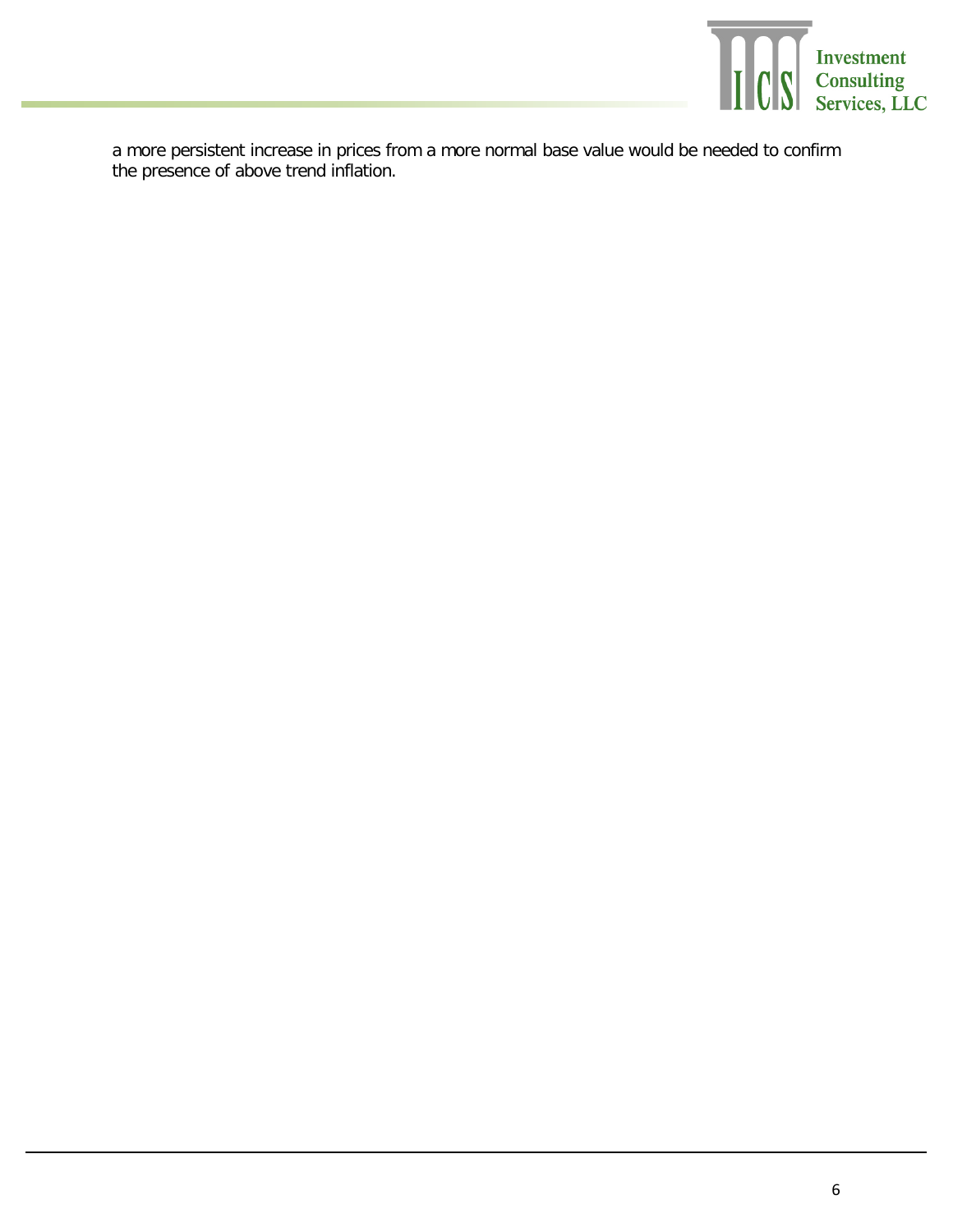a more persistent increase in prices from a more normal base value would be needed to confirm the presence of above trend inflation.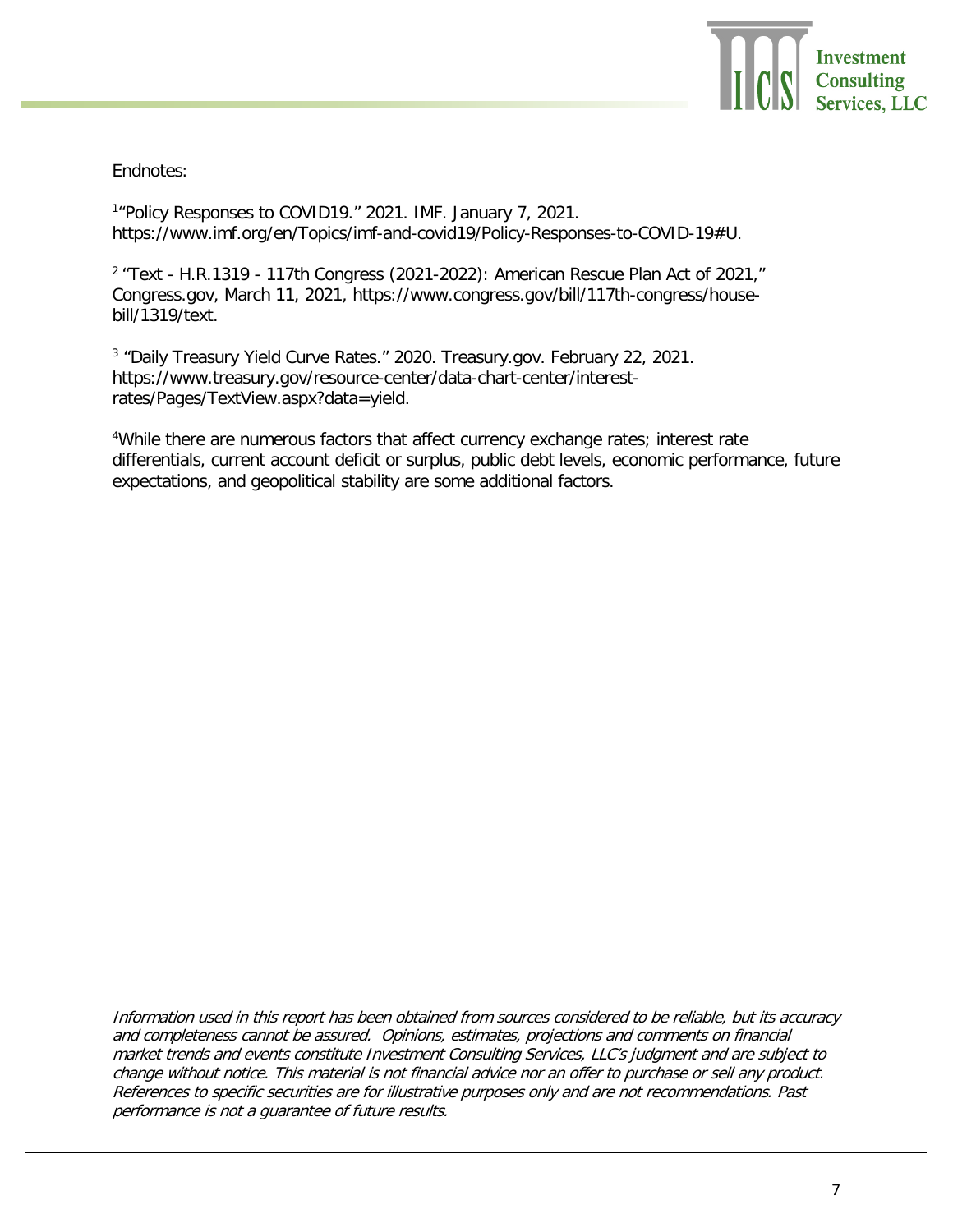Endnotes:

[1]"Policy Responses to COVID19." 2021. IMF. January 7, 2021. https://www.imf.org/en/Topics/imf-and-covid19/Policy-Responses-to-COVID-19#U.

[2] "Text - H.R.1319 - 117th Congress (2021-2022): American Rescue Plan Act of 2021," Congress.gov, March 11, 2021, https://www.congress.gov/bill/117th-congress/house-bill/1319/text.

[3] "Daily Treasury Yield Curve Rates." 2020. Treasury.gov. February 22, 2021. https://www.treasury.gov/resource-center/data-chart-center/interest-rates/Pages/TextView.aspx?data=yield.

[4]While there are numerous factors that affect currency exchange rates; interest rate differentials, current account deficit or surplus, public debt levels, economic performance, future expectations, and geopolitical stability are some additional factors.

*Information used in this report has been obtained from sources considered to be reliable, but its accuracy and completeness cannot be assured. Opinions, estimates, projections and comments on financial market trends and events constitute Investment Consulting Services, LLC's judgment and are subject to change without notice. This material is not financial advice nor an offer to purchase or sell any product. References to specific securities are for illustrative purposes only and are not recommendations. Past performance is not a guarantee of future results.*